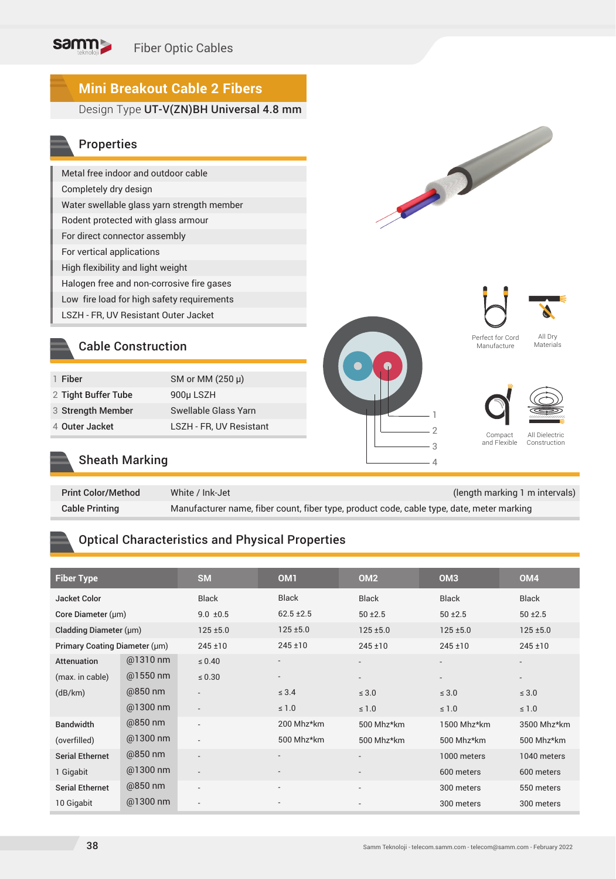# Mini Breakout Cable 2 Fibers

Design Type **UT-V(ZN)BH Universal 4.8 mm**

## Properties

- Metal free indoor and outdoor cable
- Completely dry design
- Water swellable glass yarn strength member
- Rodent protected with glass armour
- For direct connector assembly
- For vertical applications
- High flexibility and light weight
- Halogen free and non-corrosive fire gases
- Low fire load for high safety requirements
- LSZH - FR, UV Resistant Outer Jacket

## Cable Construction

| # | Component | Specification |
|---|---|---|
| 1 | Fiber | SM or MM (250 µ) |
| 2 | Tight Buffer Tube | 900µ LSZH |
| 3 | Strength Member | Swellable Glass Yarn |
| 4 | Outer Jacket | LSZH - FR, UV Resistant |

Perfect for Cord Manufacture

All Dry Materials

Compact and Flexible

All Dielectric Construction

## Sheath Marking

| | | |
|---|---|---|
| **Print Color/Method** | White / Ink-Jet | (length marking 1 m intervals) |
| **Cable Printing** | Manufacturer name, fiber count, fiber type, product code, cable type, date, meter marking | |

## Optical Characteristics and Physical Properties

| Fiber Type | | SM | OM1 | OM2 | OM3 | OM4 |
|---|---|---|---|---|---|---|
| Jacket Color | | Black | Black | Black | Black | Black |
| Core Diameter (µm) | | 9.0 ±0.5 | 62.5 ±2.5 | 50 ±2.5 | 50 ±2.5 | 50 ±2.5 |
| Cladding Diameter (µm) | | 125 ±5.0 | 125 ±5.0 | 125 ±5.0 | 125 ±5.0 | 125 ±5.0 |
| Primary Coating Diameter (µm) | | 245 ±10 | 245 ±10 | 245 ±10 | 245 ±10 | 245 ±10 |
| Attenuation | @1310 nm | ≤ 0.40 | - | - | - | - |
| (max. in cable) | @1550 nm | ≤ 0.30 | - | - | - | - |
| (dB/km) | @850 nm | - | ≤ 3.4 | ≤ 3.0 | ≤ 3.0 | ≤ 3.0 |
| | @1300 nm | - | ≤ 1.0 | ≤ 1.0 | ≤ 1.0 | ≤ 1.0 |
| Bandwidth | @850 nm | - | 200 Mhz*km | 500 Mhz*km | 1500 Mhz*km | 3500 Mhz*km |
| (overfilled) | @1300 nm | - | 500 Mhz*km | 500 Mhz*km | 500 Mhz*km | 500 Mhz*km |
| Serial Ethernet | @850 nm | - | - | - | 1000 meters | 1040 meters |
| 1 Gigabit | @1300 nm | - | - | - | 600 meters | 600 meters |
| Serial Ethernet | @850 nm | - | - | - | 300 meters | 550 meters |
| 10 Gigabit | @1300 nm | - | - | - | 300 meters | 300 meters |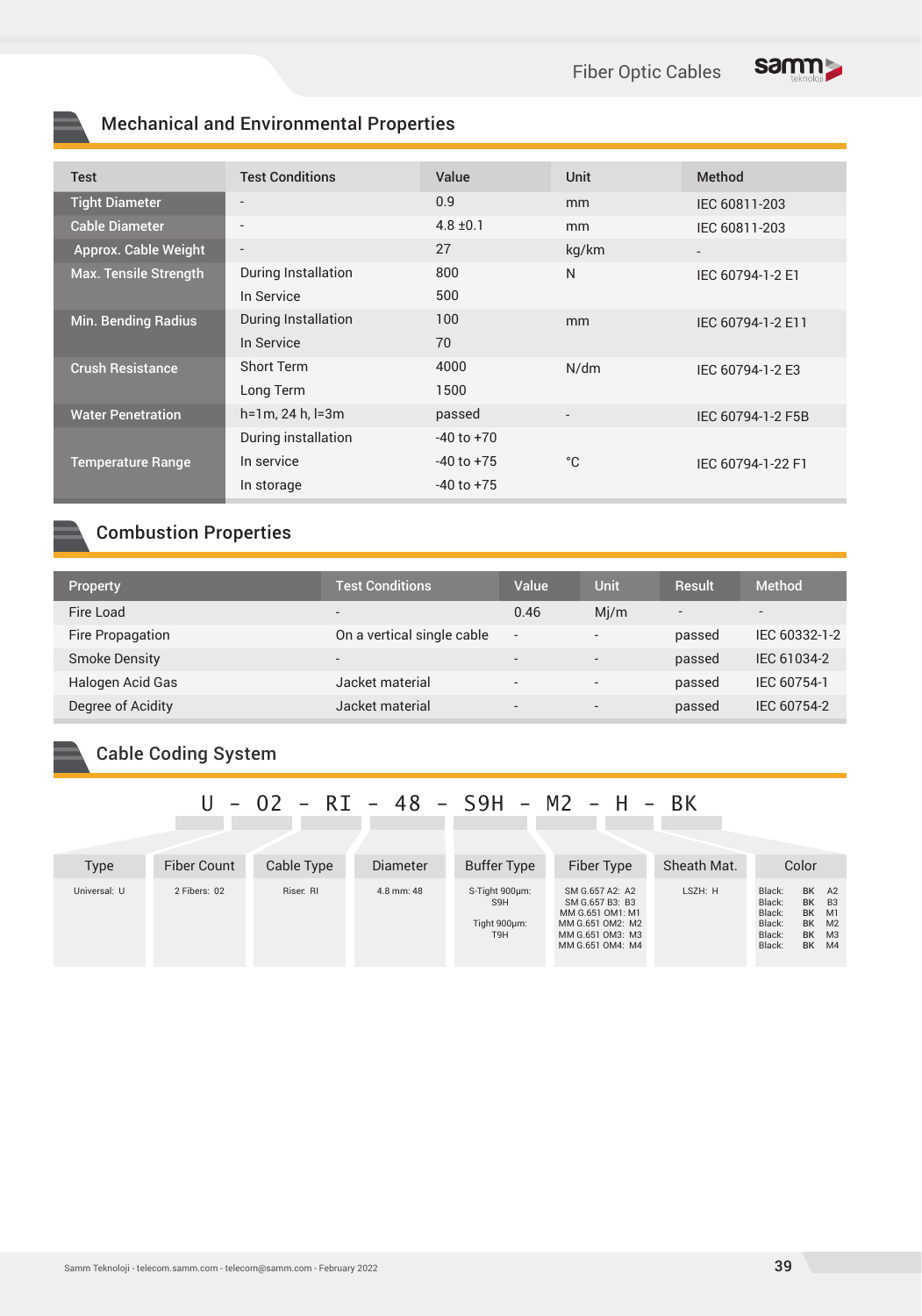## Mechanical and Environmental Properties

| Test | Test Conditions | Value | Unit | Method |
|---|---|---|---|---|
| Tight Diameter | - | 0.9 | mm | IEC 60811-203 |
| Cable Diameter | - | 4.8 ±0.1 | mm | IEC 60811-203 |
| Approx. Cable Weight | - | 27 | kg/km | - |
| Max. Tensile Strength | During Installation | 800 | N | IEC 60794-1-2 E1 |
| | In Service | 500 | | |
| Min. Bending Radius | During Installation | 100 | mm | IEC 60794-1-2 E11 |
| | In Service | 70 | | |
| Crush Resistance | Short Term | 4000 | N/dm | IEC 60794-1-2 E3 |
| | Long Term | 1500 | | |
| Water Penetration | h=1m, 24 h, l=3m | passed | - | IEC 60794-1-2 F5B |
| Temperature Range | During installation | -40 to +70 | °C | IEC 60794-1-22 F1 |
| | In service | -40 to +75 | | |
| | In storage | -40 to +75 | | |

## Combustion Properties

| Property | Test Conditions | Value | Unit | Result | Method |
|---|---|---|---|---|---|
| Fire Load | - | 0.46 | Mj/m | - | - |
| Fire Propagation | On a vertical single cable | - | - | passed | IEC 60332-1-2 |
| Smoke Density | - | - | - | passed | IEC 61034-2 |
| Halogen Acid Gas | Jacket material | - | - | passed | IEC 60754-1 |
| Degree of Acidity | Jacket material | - | - | passed | IEC 60754-2 |

## Cable Coding System

U - 02 - RI - 48 - S9H - M2 - H - BK

| Type | Fiber Count | Cable Type | Diameter | Buffer Type | Fiber Type | Sheath Mat. | Color |
|---|---|---|---|---|---|---|---|
| Universal: U | 2 Fibers: 02 | Riser: RI | 4.8 mm: 48 | S-Tight 900µm: S9H<br>Tight 900µm: T9H | SM G.657 A2: A2<br>SM G.657 B3: B3<br>MM G.651 OM1: M1<br>MM G.651 OM2: M2<br>MM G.651 OM3: M3<br>MM G.651 OM4: M4 | LSZH: H | Black: BK A2<br>Black: BK B3<br>Black: BK M1<br>Black: BK M2<br>Black: BK M3<br>Black: BK M4 |